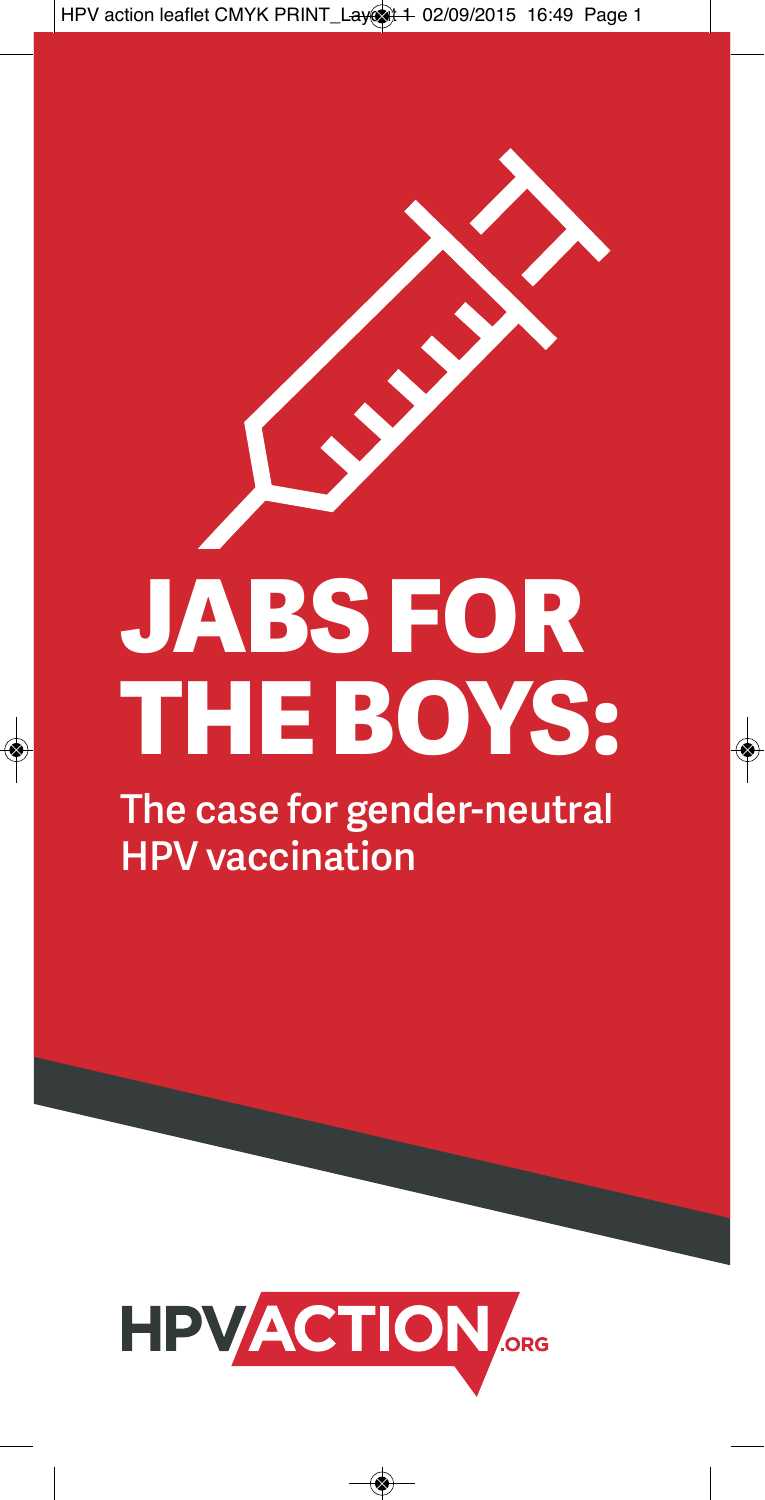# JABS FOR THE BOYS:

## The case for gender-neutral HPV vaccination

HPV ACTION.ORG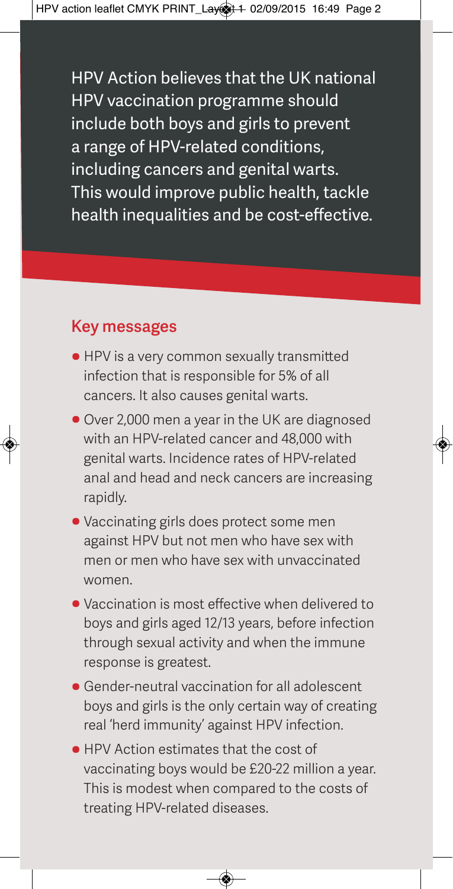HPV Action believes that the UK national HPV vaccination programme should include both boys and girls to prevent a range of HPV-related conditions, including cancers and genital warts. This would improve public health, tackle health inequalities and be cost-effective.

## Key messages

- HPV is a very common sexually transmitted infection that is responsible for 5% of all cancers. It also causes genital warts.
- Over 2,000 men a year in the UK are diagnosed with an HPV-related cancer and 48,000 with genital warts. Incidence rates of HPV-related anal and head and neck cancers are increasing rapidly.
- Vaccinating girls does protect some men against HPV but not men who have sex with men or men who have sex with unvaccinated women.
- Vaccination is most effective when delivered to boys and girls aged 12/13 years, before infection through sexual activity and when the immune response is greatest.
- Gender-neutral vaccination for all adolescent boys and girls is the only certain way of creating real 'herd immunity' against HPV infection.
- HPV Action estimates that the cost of vaccinating boys would be £20-22 million a year. This is modest when compared to the costs of treating HPV-related diseases.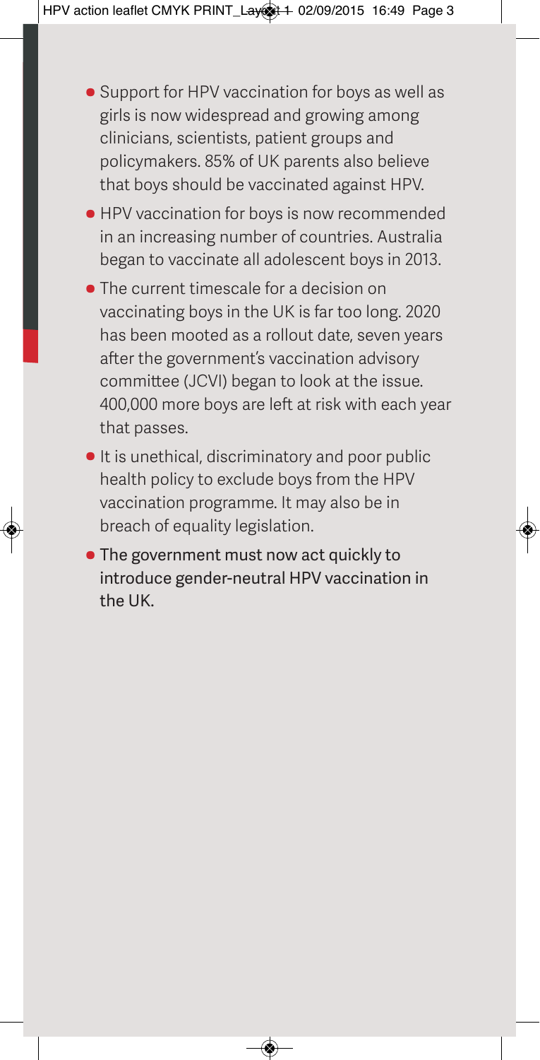- Support for HPV vaccination for boys as well as girls is now widespread and growing among clinicians, scientists, patient groups and policymakers. 85% of UK parents also believe that boys should be vaccinated against HPV.
- HPV vaccination for boys is now recommended in an increasing number of countries. Australia began to vaccinate all adolescent boys in 2013.
- The current timescale for a decision on vaccinating boys in the UK is far too long. 2020 has been mooted as a rollout date, seven years after the government's vaccination advisory committee (JCVI) began to look at the issue. 400,000 more boys are left at risk with each year that passes.
- It is unethical, discriminatory and poor public health policy to exclude boys from the HPV vaccination programme. It may also be in breach of equality legislation.
- The government must now act quickly to introduce gender-neutral HPV vaccination in the UK.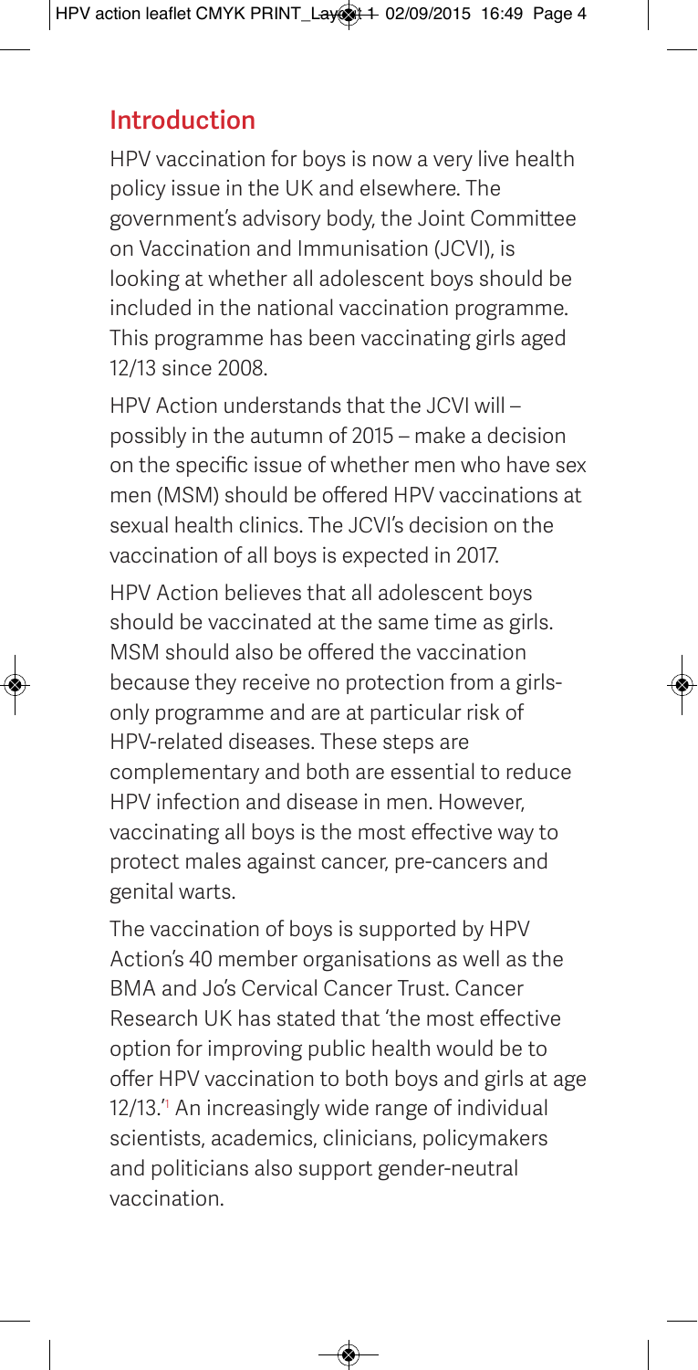## Introduction

HPV vaccination for boys is now a very live health policy issue in the UK and elsewhere. The government's advisory body, the Joint Committee on Vaccination and Immunisation (JCVI), is looking at whether all adolescent boys should be included in the national vaccination programme. This programme has been vaccinating girls aged 12/13 since 2008.

HPV Action understands that the JCVI will – possibly in the autumn of 2015 – make a decision on the specific issue of whether men who have sex men (MSM) should be offered HPV vaccinations at sexual health clinics. The JCVI's decision on the vaccination of all boys is expected in 2017.

HPV Action believes that all adolescent boys should be vaccinated at the same time as girls. MSM should also be offered the vaccination because they receive no protection from a girls-only programme and are at particular risk of HPV-related diseases. These steps are complementary and both are essential to reduce HPV infection and disease in men. However, vaccinating all boys is the most effective way to protect males against cancer, pre-cancers and genital warts.

The vaccination of boys is supported by HPV Action's 40 member organisations as well as the BMA and Jo's Cervical Cancer Trust. Cancer Research UK has stated that 'the most effective option for improving public health would be to offer HPV vaccination to both boys and girls at age 12/13.'[1] An increasingly wide range of individual scientists, academics, clinicians, policymakers and politicians also support gender-neutral vaccination.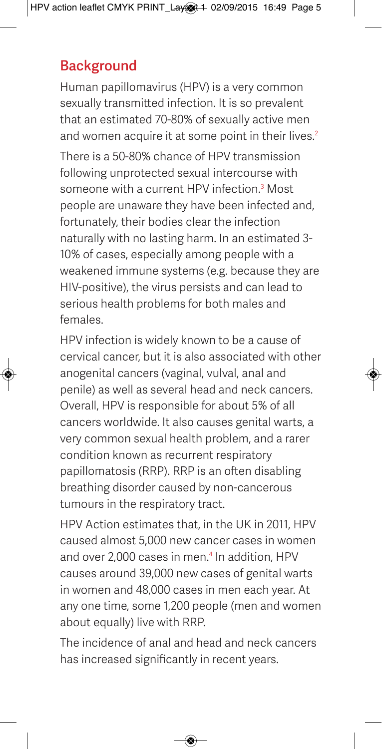## Background

Human papillomavirus (HPV) is a very common sexually transmitted infection. It is so prevalent that an estimated 70-80% of sexually active men and women acquire it at some point in their lives.[2]

There is a 50-80% chance of HPV transmission following unprotected sexual intercourse with someone with a current HPV infection.[3] Most people are unaware they have been infected and, fortunately, their bodies clear the infection naturally with no lasting harm. In an estimated 3-10% of cases, especially among people with a weakened immune systems (e.g. because they are HIV-positive), the virus persists and can lead to serious health problems for both males and females.

HPV infection is widely known to be a cause of cervical cancer, but it is also associated with other anogenital cancers (vaginal, vulval, anal and penile) as well as several head and neck cancers. Overall, HPV is responsible for about 5% of all cancers worldwide. It also causes genital warts, a very common sexual health problem, and a rarer condition known as recurrent respiratory papillomatosis (RRP). RRP is an often disabling breathing disorder caused by non-cancerous tumours in the respiratory tract.

HPV Action estimates that, in the UK in 2011, HPV caused almost 5,000 new cancer cases in women and over 2,000 cases in men.[4] In addition, HPV causes around 39,000 new cases of genital warts in women and 48,000 cases in men each year. At any one time, some 1,200 people (men and women about equally) live with RRP.

The incidence of anal and head and neck cancers has increased significantly in recent years.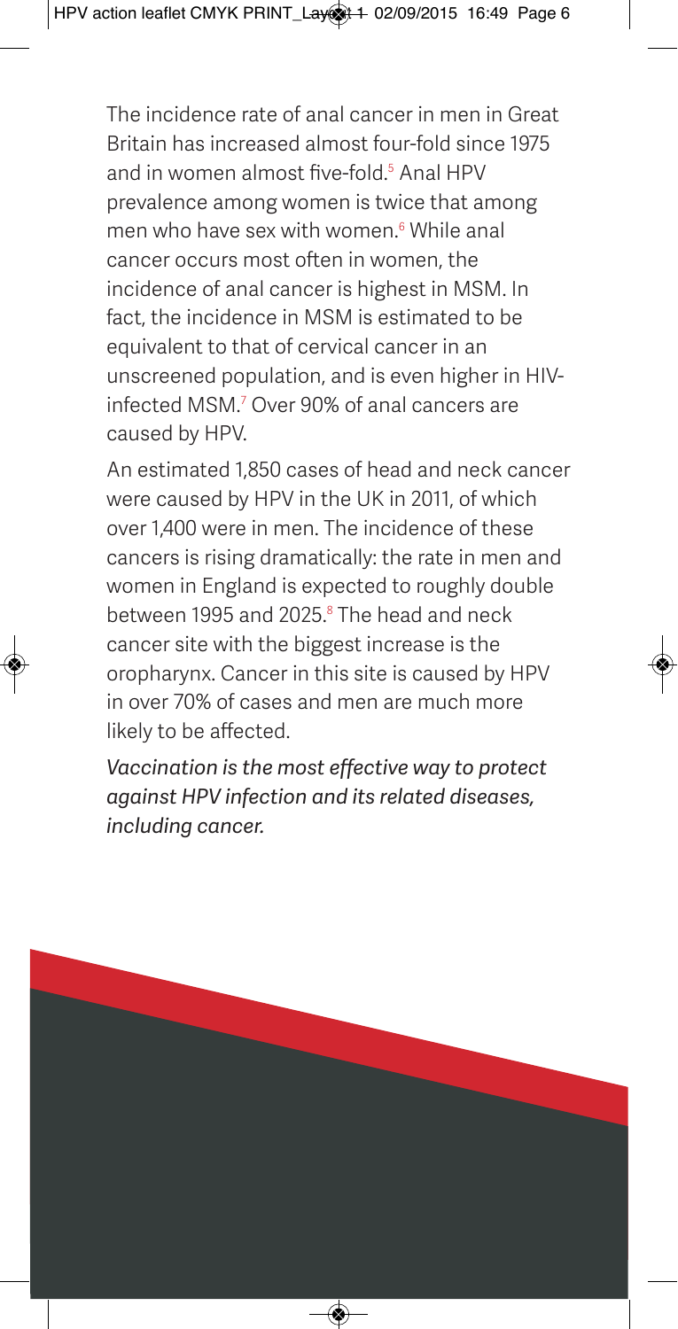The incidence rate of anal cancer in men in Great Britain has increased almost four-fold since 1975 and in women almost five-fold.[5] Anal HPV prevalence among women is twice that among men who have sex with women.[6] While anal cancer occurs most often in women, the incidence of anal cancer is highest in MSM. In fact, the incidence in MSM is estimated to be equivalent to that of cervical cancer in an unscreened population, and is even higher in HIV-infected MSM.[7] Over 90% of anal cancers are caused by HPV.

An estimated 1,850 cases of head and neck cancer were caused by HPV in the UK in 2011, of which over 1,400 were in men. The incidence of these cancers is rising dramatically: the rate in men and women in England is expected to roughly double between 1995 and 2025.[8] The head and neck cancer site with the biggest increase is the oropharynx. Cancer in this site is caused by HPV in over 70% of cases and men are much more likely to be affected.

*Vaccination is the most effective way to protect against HPV infection and its related diseases, including cancer.*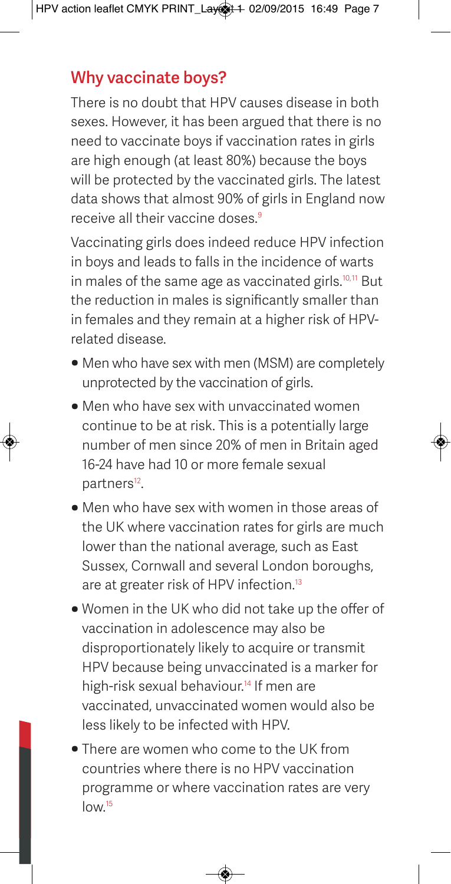## Why vaccinate boys?

There is no doubt that HPV causes disease in both sexes. However, it has been argued that there is no need to vaccinate boys if vaccination rates in girls are high enough (at least 80%) because the boys will be protected by the vaccinated girls. The latest data shows that almost 90% of girls in England now receive all their vaccine doses.[9]

Vaccinating girls does indeed reduce HPV infection in boys and leads to falls in the incidence of warts in males of the same age as vaccinated girls.[10,11] But the reduction in males is significantly smaller than in females and they remain at a higher risk of HPV-related disease.

- Men who have sex with men (MSM) are completely unprotected by the vaccination of girls.
- Men who have sex with unvaccinated women continue to be at risk. This is a potentially large number of men since 20% of men in Britain aged 16-24 have had 10 or more female sexual partners[12].
- Men who have sex with women in those areas of the UK where vaccination rates for girls are much lower than the national average, such as East Sussex, Cornwall and several London boroughs, are at greater risk of HPV infection.[13]
- Women in the UK who did not take up the offer of vaccination in adolescence may also be disproportionately likely to acquire or transmit HPV because being unvaccinated is a marker for high-risk sexual behaviour.[14] If men are vaccinated, unvaccinated women would also be less likely to be infected with HPV.
- There are women who come to the UK from countries where there is no HPV vaccination programme or where vaccination rates are very low.[15]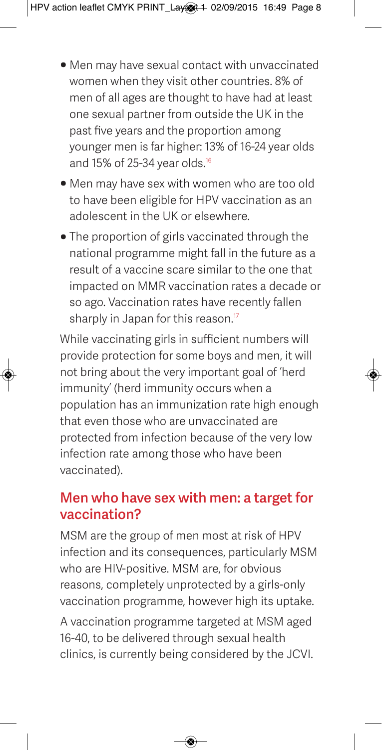- Men may have sexual contact with unvaccinated women when they visit other countries. 8% of men of all ages are thought to have had at least one sexual partner from outside the UK in the past five years and the proportion among younger men is far higher: 13% of 16-24 year olds and 15% of 25-34 year olds.[16]
- Men may have sex with women who are too old to have been eligible for HPV vaccination as an adolescent in the UK or elsewhere.
- The proportion of girls vaccinated through the national programme might fall in the future as a result of a vaccine scare similar to the one that impacted on MMR vaccination rates a decade or so ago. Vaccination rates have recently fallen sharply in Japan for this reason.[17]

While vaccinating girls in sufficient numbers will provide protection for some boys and men, it will not bring about the very important goal of 'herd immunity' (herd immunity occurs when a population has an immunization rate high enough that even those who are unvaccinated are protected from infection because of the very low infection rate among those who have been vaccinated).

## Men who have sex with men: a target for vaccination?

MSM are the group of men most at risk of HPV infection and its consequences, particularly MSM who are HIV-positive. MSM are, for obvious reasons, completely unprotected by a girls-only vaccination programme, however high its uptake.

A vaccination programme targeted at MSM aged 16-40, to be delivered through sexual health clinics, is currently being considered by the JCVI.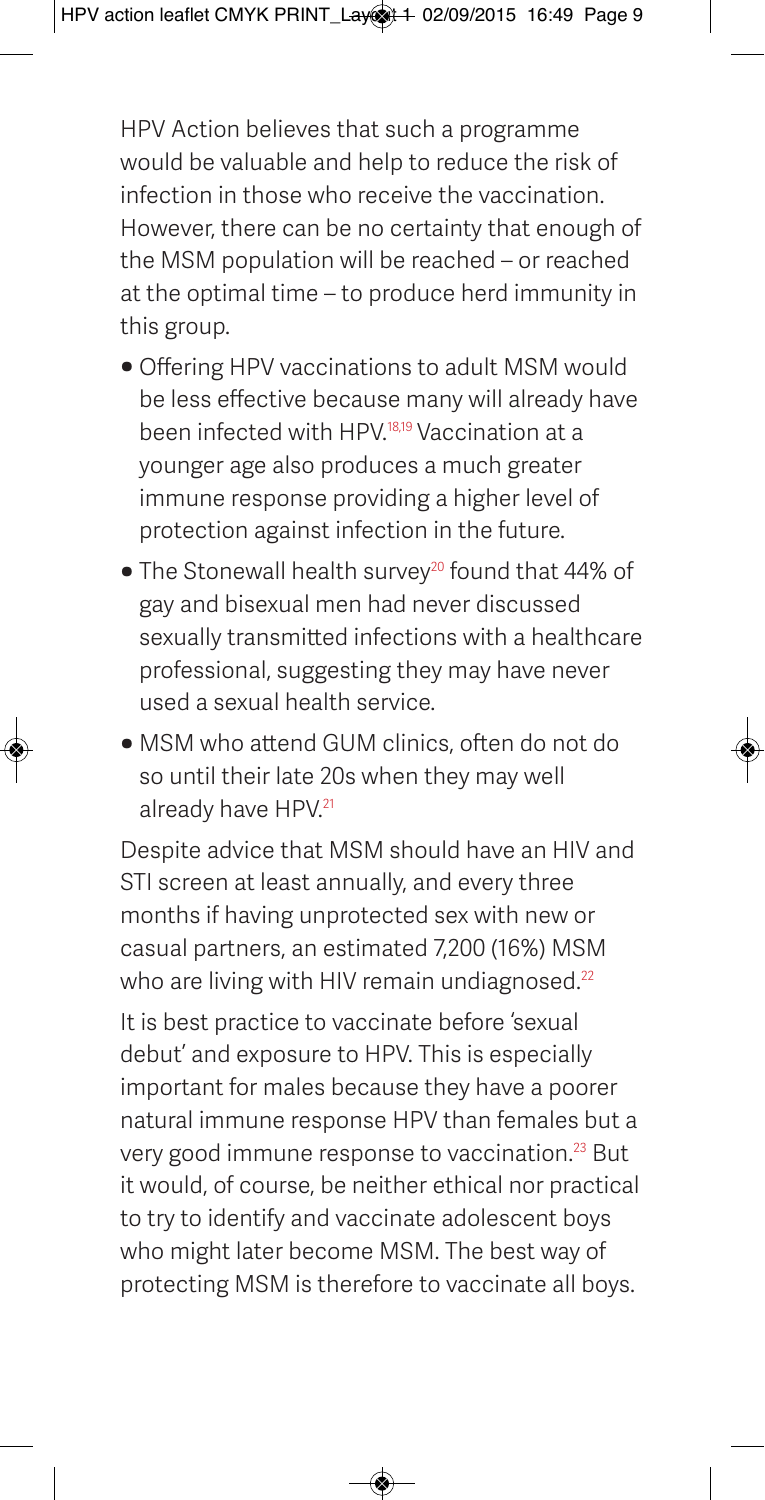HPV Action believes that such a programme would be valuable and help to reduce the risk of infection in those who receive the vaccination. However, there can be no certainty that enough of the MSM population will be reached – or reached at the optimal time – to produce herd immunity in this group.

- Offering HPV vaccinations to adult MSM would be less effective because many will already have been infected with HPV.[18,19] Vaccination at a younger age also produces a much greater immune response providing a higher level of protection against infection in the future.
- The Stonewall health survey[20] found that 44% of gay and bisexual men had never discussed sexually transmitted infections with a healthcare professional, suggesting they may have never used a sexual health service.
- MSM who attend GUM clinics, often do not do so until their late 20s when they may well already have HPV.[21]

Despite advice that MSM should have an HIV and STI screen at least annually, and every three months if having unprotected sex with new or casual partners, an estimated 7,200 (16%) MSM who are living with HIV remain undiagnosed.[22]

It is best practice to vaccinate before 'sexual debut' and exposure to HPV. This is especially important for males because they have a poorer natural immune response HPV than females but a very good immune response to vaccination.[23] But it would, of course, be neither ethical nor practical to try to identify and vaccinate adolescent boys who might later become MSM. The best way of protecting MSM is therefore to vaccinate all boys.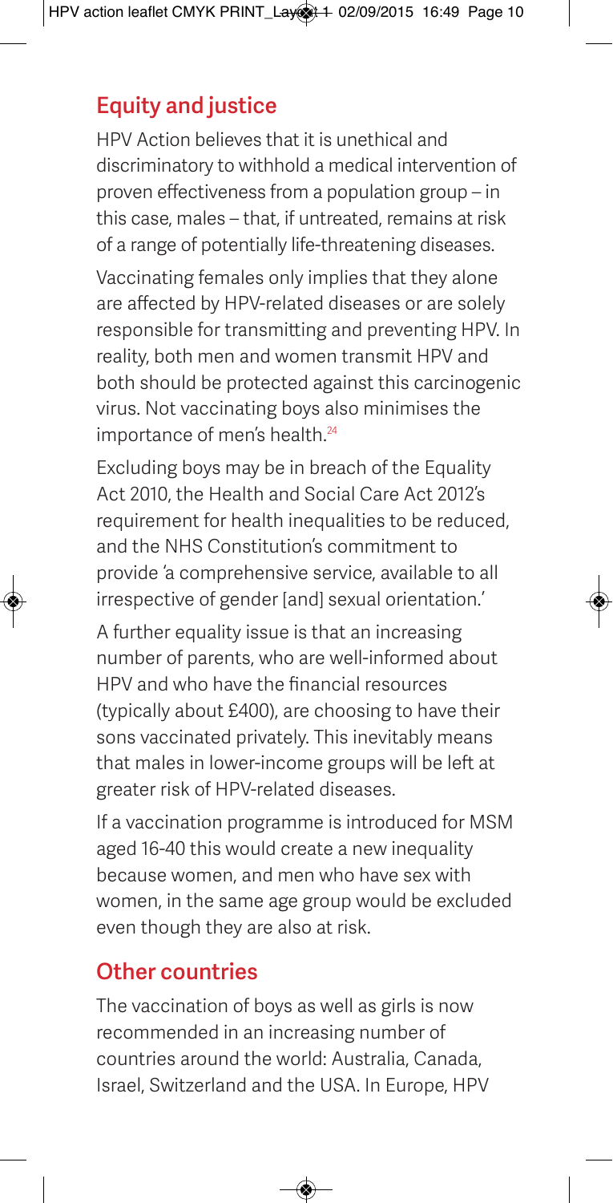## Equity and justice

HPV Action believes that it is unethical and discriminatory to withhold a medical intervention of proven effectiveness from a population group – in this case, males – that, if untreated, remains at risk of a range of potentially life-threatening diseases.

Vaccinating females only implies that they alone are affected by HPV-related diseases or are solely responsible for transmitting and preventing HPV. In reality, both men and women transmit HPV and both should be protected against this carcinogenic virus. Not vaccinating boys also minimises the importance of men's health.[24]

Excluding boys may be in breach of the Equality Act 2010, the Health and Social Care Act 2012's requirement for health inequalities to be reduced, and the NHS Constitution's commitment to provide 'a comprehensive service, available to all irrespective of gender [and] sexual orientation.'

A further equality issue is that an increasing number of parents, who are well-informed about HPV and who have the financial resources (typically about £400), are choosing to have their sons vaccinated privately. This inevitably means that males in lower-income groups will be left at greater risk of HPV-related diseases.

If a vaccination programme is introduced for MSM aged 16-40 this would create a new inequality because women, and men who have sex with women, in the same age group would be excluded even though they are also at risk.

## Other countries

The vaccination of boys as well as girls is now recommended in an increasing number of countries around the world: Australia, Canada, Israel, Switzerland and the USA. In Europe, HPV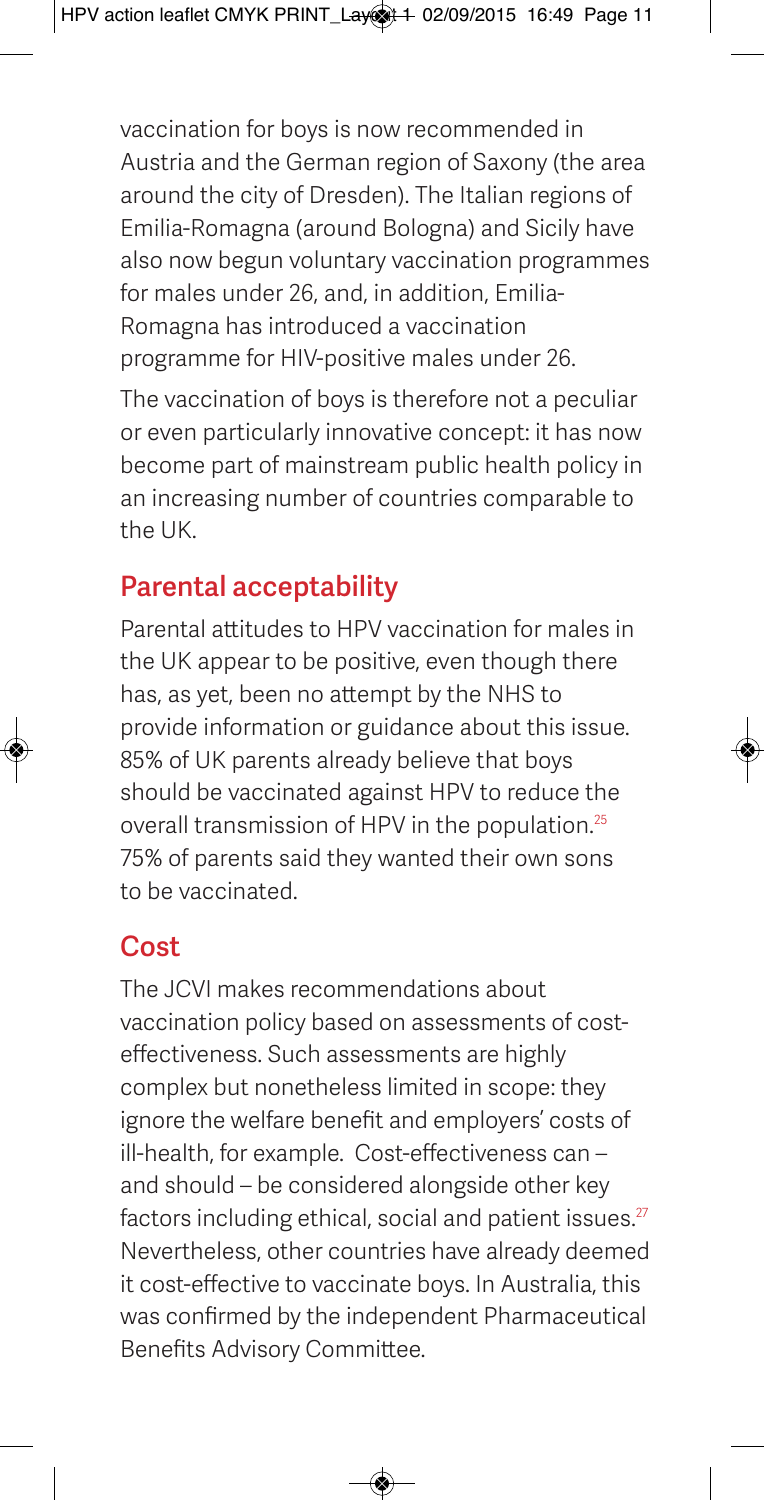vaccination for boys is now recommended in Austria and the German region of Saxony (the area around the city of Dresden). The Italian regions of Emilia-Romagna (around Bologna) and Sicily have also now begun voluntary vaccination programmes for males under 26, and, in addition, Emilia-Romagna has introduced a vaccination programme for HIV-positive males under 26.

The vaccination of boys is therefore not a peculiar or even particularly innovative concept: it has now become part of mainstream public health policy in an increasing number of countries comparable to the UK.

## Parental acceptability

Parental attitudes to HPV vaccination for males in the UK appear to be positive, even though there has, as yet, been no attempt by the NHS to provide information or guidance about this issue. 85% of UK parents already believe that boys should be vaccinated against HPV to reduce the overall transmission of HPV in the population.[25] 75% of parents said they wanted their own sons to be vaccinated.

## Cost

The JCVI makes recommendations about vaccination policy based on assessments of cost-effectiveness. Such assessments are highly complex but nonetheless limited in scope: they ignore the welfare benefit and employers' costs of ill-health, for example. Cost-effectiveness can – and should – be considered alongside other key factors including ethical, social and patient issues.[27] Nevertheless, other countries have already deemed it cost-effective to vaccinate boys. In Australia, this was confirmed by the independent Pharmaceutical Benefits Advisory Committee.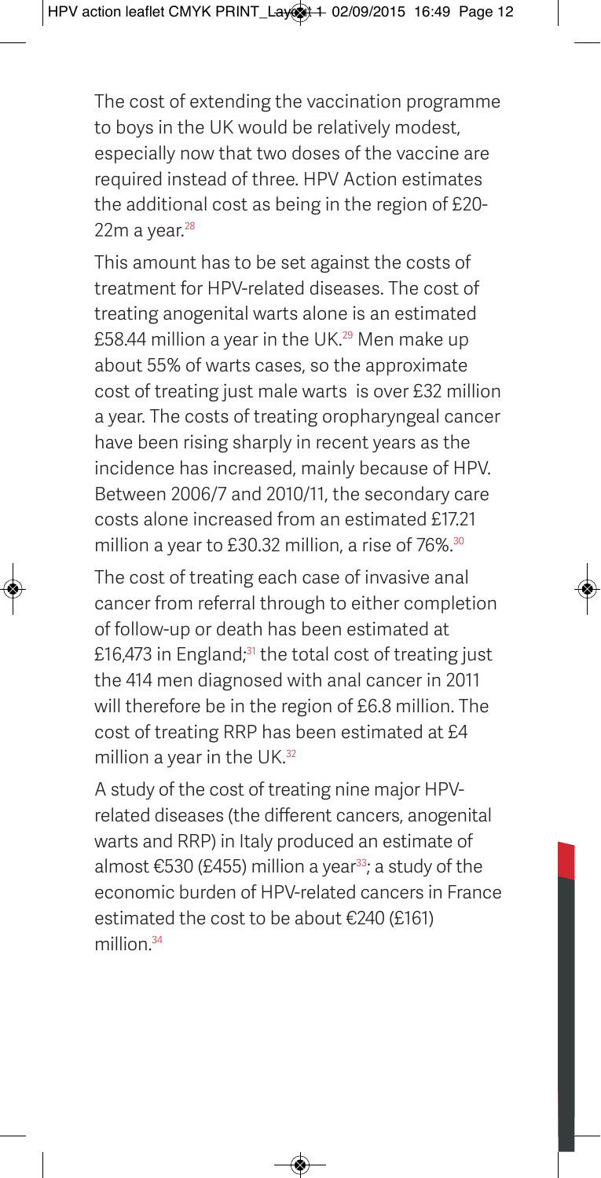The cost of extending the vaccination programme to boys in the UK would be relatively modest, especially now that two doses of the vaccine are required instead of three. HPV Action estimates the additional cost as being in the region of £20-22m a year.[28]

This amount has to be set against the costs of treatment for HPV-related diseases. The cost of treating anogenital warts alone is an estimated £58.44 million a year in the UK.[29] Men make up about 55% of warts cases, so the approximate cost of treating just male warts is over £32 million a year. The costs of treating oropharyngeal cancer have been rising sharply in recent years as the incidence has increased, mainly because of HPV. Between 2006/7 and 2010/11, the secondary care costs alone increased from an estimated £17.21 million a year to £30.32 million, a rise of 76%.[30]

The cost of treating each case of invasive anal cancer from referral through to either completion of follow-up or death has been estimated at £16,473 in England;[31] the total cost of treating just the 414 men diagnosed with anal cancer in 2011 will therefore be in the region of £6.8 million. The cost of treating RRP has been estimated at £4 million a year in the UK.[32]

A study of the cost of treating nine major HPV-related diseases (the different cancers, anogenital warts and RRP) in Italy produced an estimate of almost €530 (£455) million a year[33]; a study of the economic burden of HPV-related cancers in France estimated the cost to be about €240 (£161) million.[34]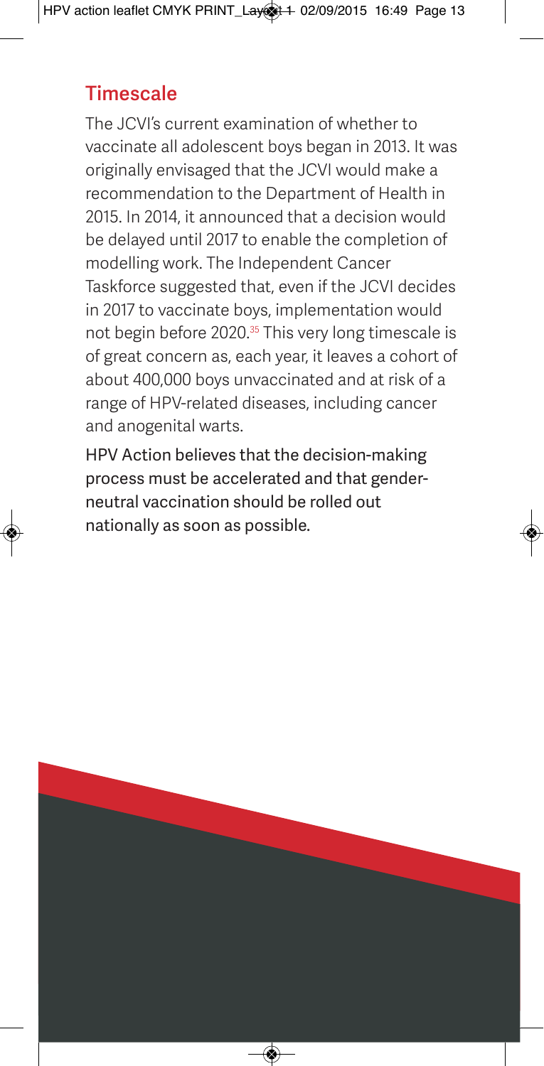## Timescale

The JCVI's current examination of whether to vaccinate all adolescent boys began in 2013. It was originally envisaged that the JCVI would make a recommendation to the Department of Health in 2015. In 2014, it announced that a decision would be delayed until 2017 to enable the completion of modelling work. The Independent Cancer Taskforce suggested that, even if the JCVI decides in 2017 to vaccinate boys, implementation would not begin before 2020.[35] This very long timescale is of great concern as, each year, it leaves a cohort of about 400,000 boys unvaccinated and at risk of a range of HPV-related diseases, including cancer and anogenital warts.

HPV Action believes that the decision-making process must be accelerated and that gender-neutral vaccination should be rolled out nationally as soon as possible.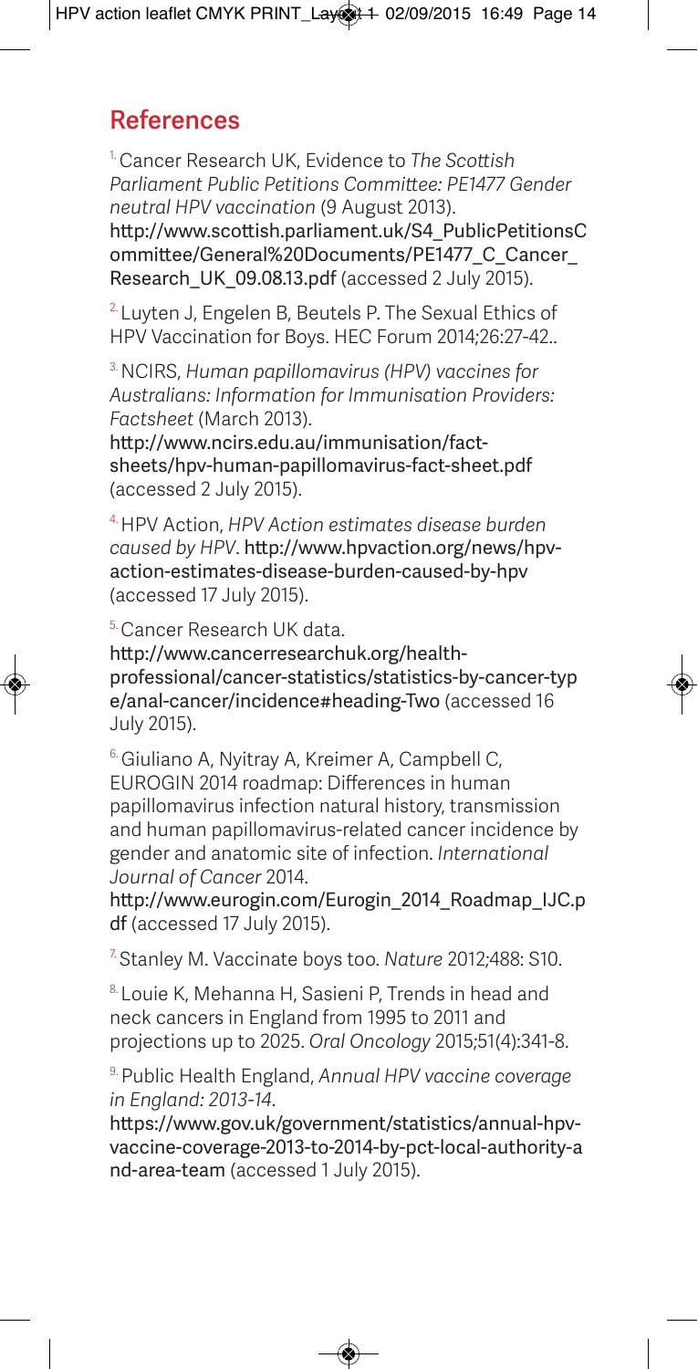## References

[1] Cancer Research UK, Evidence to *The Scottish Parliament Public Petitions Committee: PE1477 Gender neutral HPV vaccination* (9 August 2013). http://www.scottish.parliament.uk/S4_PublicPetitionsCommittee/General%20Documents/PE1477_C_Cancer_Research_UK_09.08.13.pdf (accessed 2 July 2015).

[2] Luyten J, Engelen B, Beutels P. The Sexual Ethics of HPV Vaccination for Boys. HEC Forum 2014;26:27-42..

[3] NCIRS, *Human papillomavirus (HPV) vaccines for Australians: Information for Immunisation Providers: Factsheet* (March 2013). http://www.ncirs.edu.au/immunisation/fact-sheets/hpv-human-papillomavirus-fact-sheet.pdf (accessed 2 July 2015).

[4] HPV Action, *HPV Action estimates disease burden caused by HPV*. http://www.hpvaction.org/news/hpv-action-estimates-disease-burden-caused-by-hpv (accessed 17 July 2015).

[5] Cancer Research UK data. http://www.cancerresearchuk.org/health-professional/cancer-statistics/statistics-by-cancer-type/anal-cancer/incidence#heading-Two (accessed 16 July 2015).

[6] Giuliano A, Nyitray A, Kreimer A, Campbell C, EUROGIN 2014 roadmap: Differences in human papillomavirus infection natural history, transmission and human papillomavirus-related cancer incidence by gender and anatomic site of infection. *International Journal of Cancer* 2014. http://www.eurogin.com/Eurogin_2014_Roadmap_IJC.pdf (accessed 17 July 2015).

[7] Stanley M. Vaccinate boys too. *Nature* 2012;488: S10.

[8] Louie K, Mehanna H, Sasieni P, Trends in head and neck cancers in England from 1995 to 2011 and projections up to 2025. *Oral Oncology* 2015;51(4):341-8.

[9] Public Health England, *Annual HPV vaccine coverage in England: 2013-14*. https://www.gov.uk/government/statistics/annual-hpv-vaccine-coverage-2013-to-2014-by-pct-local-authority-and-area-team (accessed 1 July 2015).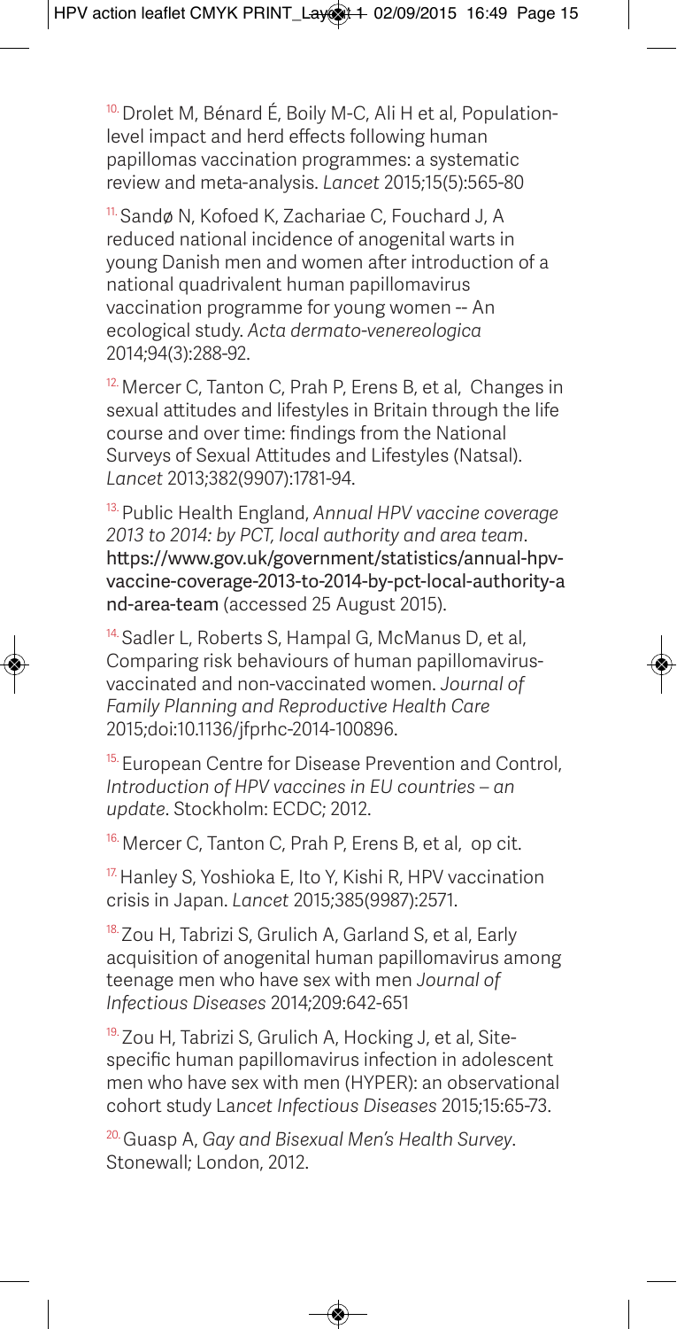[10] Drolet M, Bénard É, Boily M-C, Ali H et al, Population-level impact and herd effects following human papillomas vaccination programmes: a systematic review and meta-analysis. *Lancet* 2015;15(5):565-80

[11] Sandø N, Kofoed K, Zachariae C, Fouchard J, A reduced national incidence of anogenital warts in young Danish men and women after introduction of a national quadrivalent human papillomavirus vaccination programme for young women -- An ecological study. *Acta dermato-venereologica* 2014;94(3):288-92.

[12] Mercer C, Tanton C, Prah P, Erens B, et al, Changes in sexual attitudes and lifestyles in Britain through the life course and over time: findings from the National Surveys of Sexual Attitudes and Lifestyles (Natsal). *Lancet* 2013;382(9907):1781-94.

[13] Public Health England, *Annual HPV vaccine coverage 2013 to 2014: by PCT, local authority and area team*. https://www.gov.uk/government/statistics/annual-hpv-vaccine-coverage-2013-to-2014-by-pct-local-authority-and-area-team (accessed 25 August 2015).

[14] Sadler L, Roberts S, Hampal G, McManus D, et al, Comparing risk behaviours of human papillomavirus-vaccinated and non-vaccinated women. *Journal of Family Planning and Reproductive Health Care* 2015;doi:10.1136/jfprhc-2014-100896.

[15] European Centre for Disease Prevention and Control, *Introduction of HPV vaccines in EU countries – an update*. Stockholm: ECDC; 2012.

[16] Mercer C, Tanton C, Prah P, Erens B, et al, op cit.

[17] Hanley S, Yoshioka E, Ito Y, Kishi R, HPV vaccination crisis in Japan. *Lancet* 2015;385(9987):2571.

[18] Zou H, Tabrizi S, Grulich A, Garland S, et al, Early acquisition of anogenital human papillomavirus among teenage men who have sex with men *Journal of Infectious Diseases* 2014;209:642-651

[19] Zou H, Tabrizi S, Grulich A, Hocking J, et al, Site-specific human papillomavirus infection in adolescent men who have sex with men (HYPER): an observational cohort study L*ancet Infectious Diseases* 2015;15:65-73.

[20] Guasp A, *Gay and Bisexual Men's Health Survey*. Stonewall; London, 2012.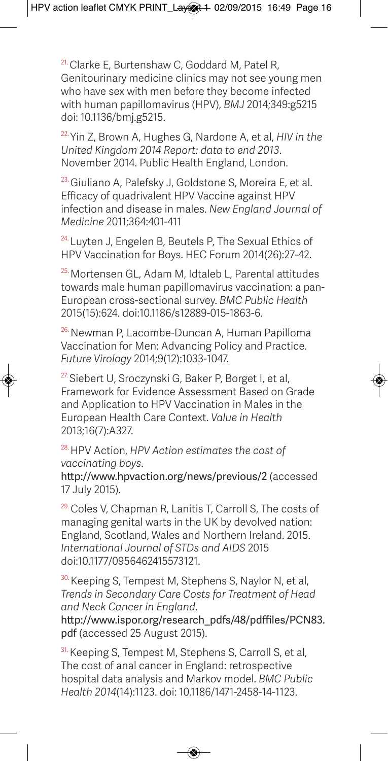[21.] Clarke E, Burtenshaw C, Goddard M, Patel R, Genitourinary medicine clinics may not see young men who have sex with men before they become infected with human papillomavirus (HPV), *BMJ* 2014;349:g5215 doi: 10.1136/bmj.g5215.

[22.] Yin Z, Brown A, Hughes G, Nardone A, et al, *HIV in the United Kingdom 2014 Report: data to end 2013*. November 2014. Public Health England, London.

[23.] Giuliano A, Palefsky J, Goldstone S, Moreira E, et al. Efficacy of quadrivalent HPV Vaccine against HPV infection and disease in males. *New England Journal of Medicine* 2011;364:401-411

[24.] Luyten J, Engelen B, Beutels P, The Sexual Ethics of HPV Vaccination for Boys. HEC Forum 2014(26):27-42.

[25.] Mortensen GL, Adam M, Idtaleb L, Parental attitudes towards male human papillomavirus vaccination: a pan-European cross-sectional survey. *BMC Public Health* 2015(15):624. doi:10.1186/s12889-015-1863-6.

[26.] Newman P, Lacombe-Duncan A, Human Papilloma Vaccination for Men: Advancing Policy and Practice. *Future Virology* 2014;9(12):1033-1047.

[27.] Siebert U, Sroczynski G, Baker P, Borget I, et al, Framework for Evidence Assessment Based on Grade and Application to HPV Vaccination in Males in the European Health Care Context. *Value in Health* 2013;16(7):A327.

[28.] HPV Action, *HPV Action estimates the cost of vaccinating boys*. http://www.hpvaction.org/news/previous/2 (accessed 17 July 2015).

[29.] Coles V, Chapman R, Lanitis T, Carroll S, The costs of managing genital warts in the UK by devolved nation: England, Scotland, Wales and Northern Ireland. 2015. *International Journal of STDs and AIDS* 2015 doi:10.1177/0956462415573121.

[30.] Keeping S, Tempest M, Stephens S, Naylor N, et al, *Trends in Secondary Care Costs for Treatment of Head and Neck Cancer in England*. http://www.ispor.org/research_pdfs/48/pdffiles/PCN83.pdf (accessed 25 August 2015).

[31.] Keeping S, Tempest M, Stephens S, Carroll S, et al, The cost of anal cancer in England: retrospective hospital data analysis and Markov model. *BMC Public Health 2014*(14):1123. doi: 10.1186/1471-2458-14-1123.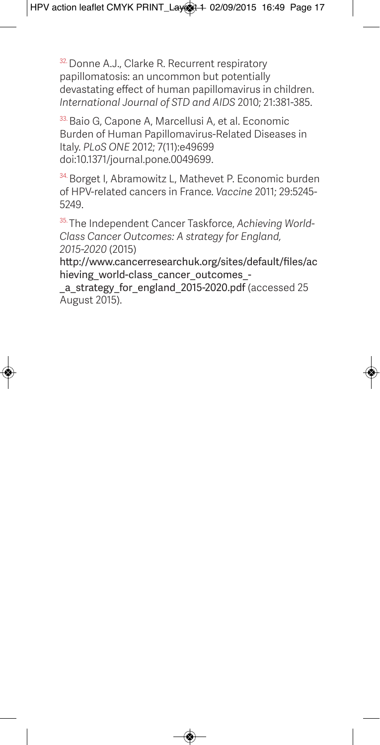[32] Donne A.J., Clarke R. Recurrent respiratory papillomatosis: an uncommon but potentially devastating effect of human papillomavirus in children. *International Journal of STD and AIDS* 2010; 21:381-385.

[33] Baio G, Capone A, Marcellusi A, et al. Economic Burden of Human Papillomavirus-Related Diseases in Italy. *PLoS ONE* 2012; 7(11):e49699 doi:10.1371/journal.pone.0049699.

[34] Borget I, Abramowitz L, Mathevet P. Economic burden of HPV-related cancers in France. *Vaccine* 2011; 29:5245-5249.

[35] The Independent Cancer Taskforce, *Achieving World-Class Cancer Outcomes: A strategy for England, 2015-2020* (2015) http://www.cancerresearchuk.org/sites/default/files/achieving_world-class_cancer_outcomes_-_a_strategy_for_england_2015-2020.pdf (accessed 25 August 2015).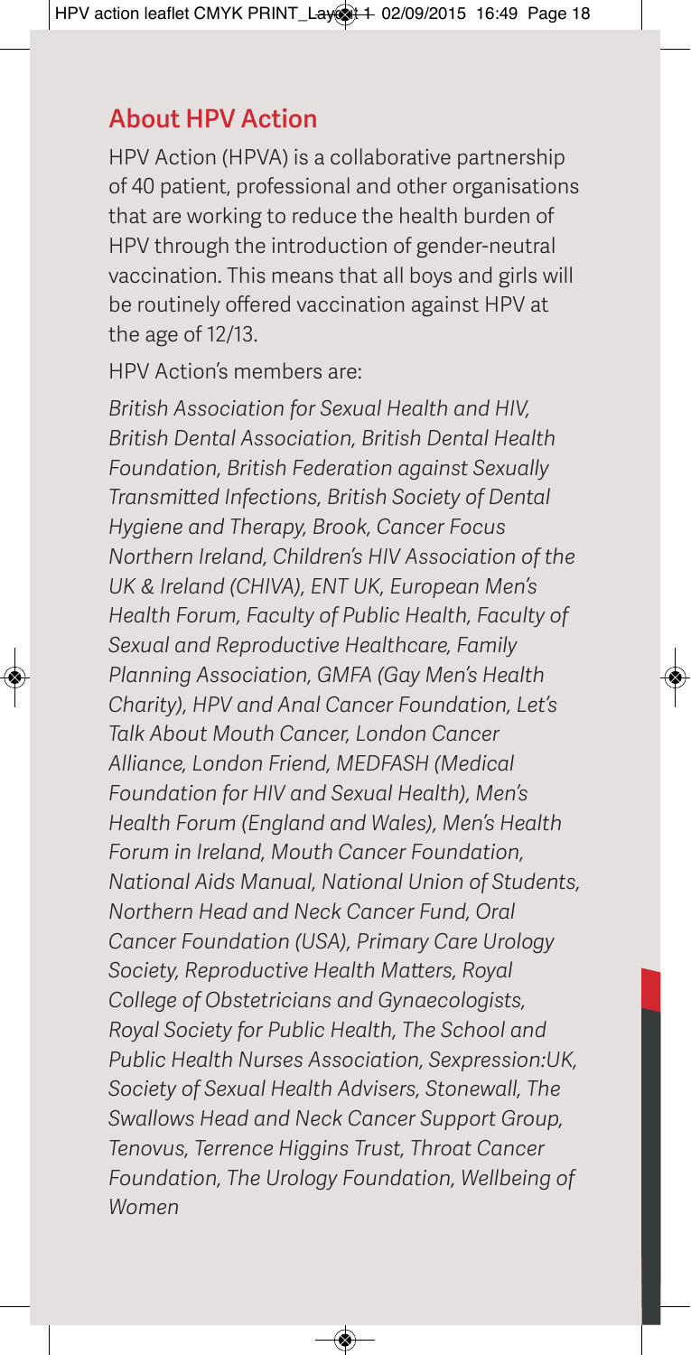## About HPV Action

HPV Action (HPVA) is a collaborative partnership of 40 patient, professional and other organisations that are working to reduce the health burden of HPV through the introduction of gender-neutral vaccination. This means that all boys and girls will be routinely offered vaccination against HPV at the age of 12/13.

HPV Action's members are:

*British Association for Sexual Health and HIV, British Dental Association, British Dental Health Foundation, British Federation against Sexually Transmitted Infections, British Society of Dental Hygiene and Therapy, Brook, Cancer Focus Northern Ireland, Children's HIV Association of the UK & Ireland (CHIVA), ENT UK, European Men's Health Forum, Faculty of Public Health, Faculty of Sexual and Reproductive Healthcare, Family Planning Association, GMFA (Gay Men's Health Charity), HPV and Anal Cancer Foundation, Let's Talk About Mouth Cancer, London Cancer Alliance, London Friend, MEDFASH (Medical Foundation for HIV and Sexual Health), Men's Health Forum (England and Wales), Men's Health Forum in Ireland, Mouth Cancer Foundation, National Aids Manual, National Union of Students, Northern Head and Neck Cancer Fund, Oral Cancer Foundation (USA), Primary Care Urology Society, Reproductive Health Matters, Royal College of Obstetricians and Gynaecologists, Royal Society for Public Health, The School and Public Health Nurses Association, Sexpression:UK, Society of Sexual Health Advisers, Stonewall, The Swallows Head and Neck Cancer Support Group, Tenovus, Terrence Higgins Trust, Throat Cancer Foundation, The Urology Foundation, Wellbeing of Women*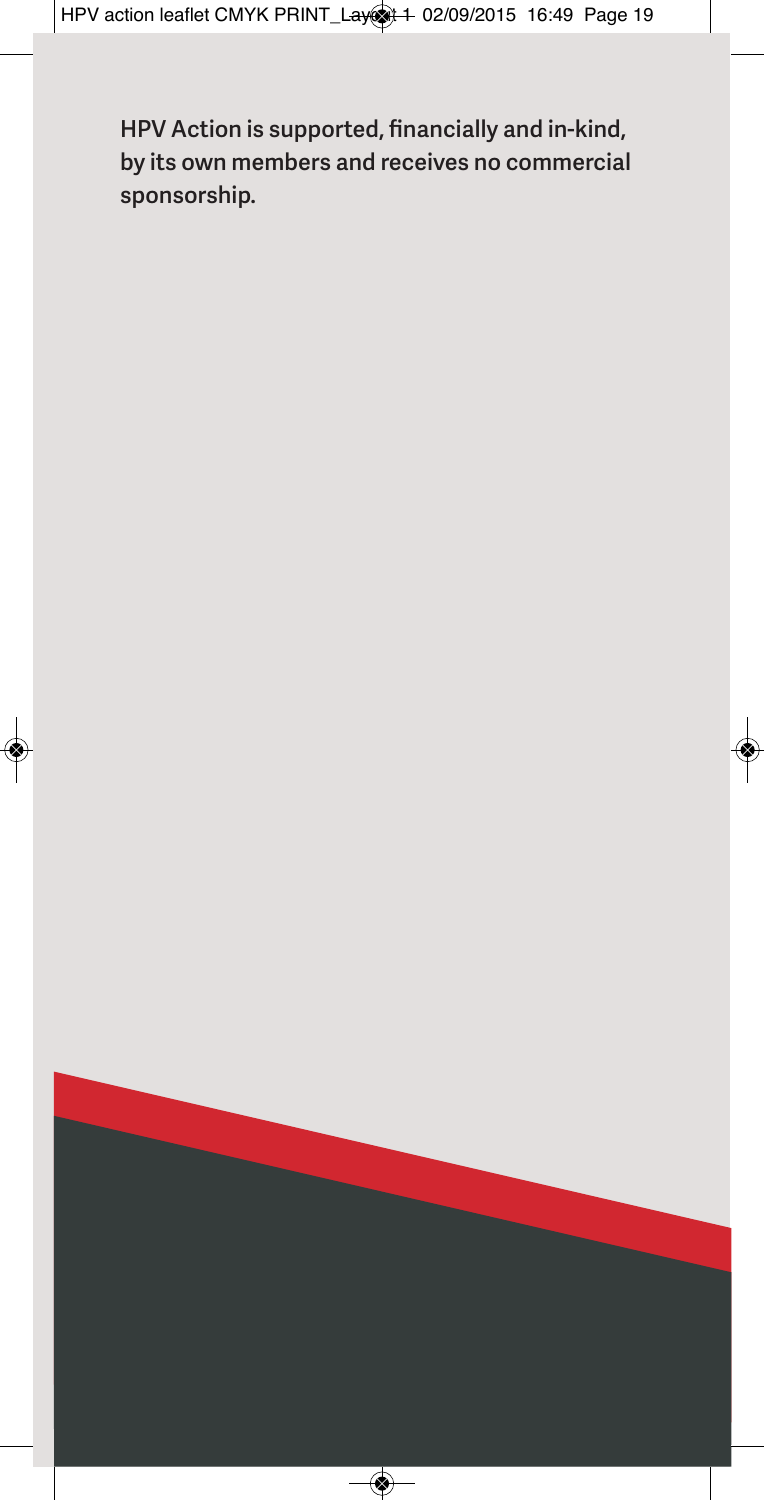**HPV Action is supported, financially and in-kind, by its own members and receives no commercial sponsorship.**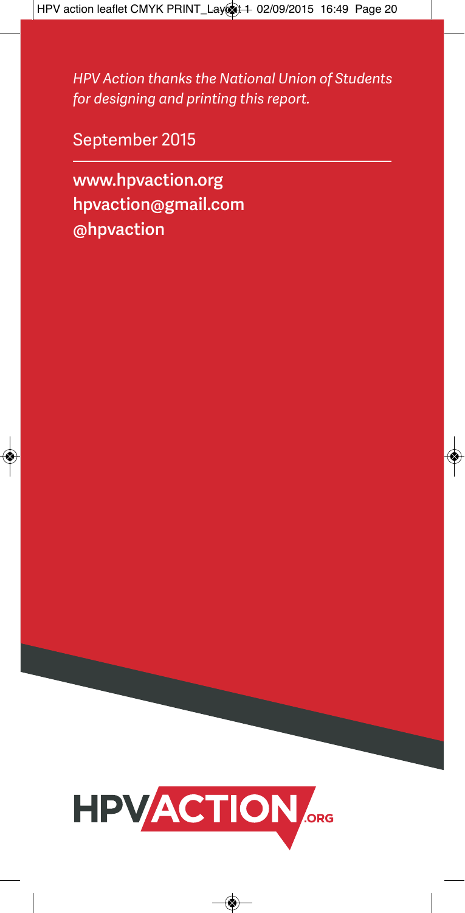*HPV Action thanks the National Union of Students for designing and printing this report.*

September 2015

**www.hpvaction.org**
**hpvaction@gmail.com**
**@hpvaction**

HPV ACTION .ORG